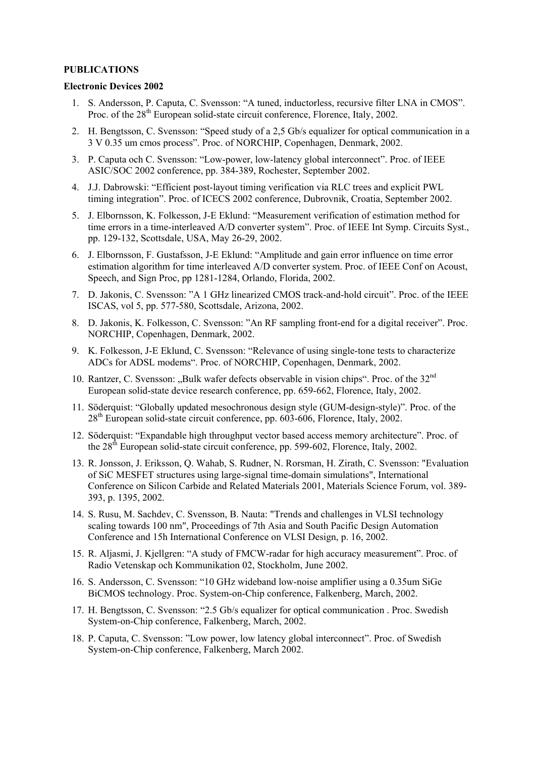**PUBLICATIONS**

**Electronic Devices 2002**

1. S. Andersson, P. Caputa, C. Svensson: "A tuned, inductorless, recursive filter LNA in CMOS". Proc. of the 28th European solid-state circuit conference, Florence, Italy, 2002.
2. H. Bengtsson, C. Svensson: "Speed study of a 2,5 Gb/s equalizer for optical communication in a 3 V 0.35 um cmos process". Proc. of NORCHIP, Copenhagen, Denmark, 2002.
3. P. Caputa och C. Svensson: "Low-power, low-latency global interconnect". Proc. of IEEE ASIC/SOC 2002 conference, pp. 384-389, Rochester, September 2002.
4. J.J. Dabrowski: "Efficient post-layout timing verification via RLC trees and explicit PWL timing integration". Proc. of ICECS 2002 conference, Dubrovnik, Croatia, September 2002.
5. J. Elbornsson, K. Folkesson, J-E Eklund: "Measurement verification of estimation method for time errors in a time-interleaved A/D converter system". Proc. of IEEE Int Symp. Circuits Syst., pp. 129-132, Scottsdale, USA, May 26-29, 2002.
6. J. Elbornsson, F. Gustafsson, J-E Eklund: "Amplitude and gain error influence on time error estimation algorithm for time interleaved A/D converter system. Proc. of IEEE Conf on Acoust, Speech, and Sign Proc, pp 1281-1284, Orlando, Florida, 2002.
7. D. Jakonis, C. Svensson: "A 1 GHz linearized CMOS track-and-hold circuit". Proc. of the IEEE ISCAS, vol 5, pp. 577-580, Scottsdale, Arizona, 2002.
8. D. Jakonis, K. Folkesson, C. Svensson: "An RF sampling front-end for a digital receiver". Proc. NORCHIP, Copenhagen, Denmark, 2002.
9. K. Folkesson, J-E Eklund, C. Svensson: "Relevance of using single-tone tests to characterize ADCs for ADSL modems". Proc. of NORCHIP, Copenhagen, Denmark, 2002.
10. Rantzer, C. Svensson: „Bulk wafer defects observable in vision chips". Proc. of the 32nd European solid-state device research conference, pp. 659-662, Florence, Italy, 2002.
11. Söderquist: "Globally updated mesochronous design style (GUM-design-style)". Proc. of the 28th European solid-state circuit conference, pp. 603-606, Florence, Italy, 2002.
12. Söderquist: "Expandable high throughput vector based access memory architecture". Proc. of the 28th European solid-state circuit conference, pp. 599-602, Florence, Italy, 2002.
13. R. Jonsson, J. Eriksson, Q. Wahab, S. Rudner, N. Rorsman, H. Zirath, C. Svensson: "Evaluation of SiC MESFET structures using large-signal time-domain simulations", International Conference on Silicon Carbide and Related Materials 2001, Materials Science Forum, vol. 389-393, p. 1395, 2002.
14. S. Rusu, M. Sachdev, C. Svensson, B. Nauta: "Trends and challenges in VLSI technology scaling towards 100 nm", Proceedings of 7th Asia and South Pacific Design Automation Conference and 15h International Conference on VLSI Design, p. 16, 2002.
15. R. Aljasmi, J. Kjellgren: "A study of FMCW-radar for high accuracy measurement". Proc. of Radio Vetenskap och Kommunikation 02, Stockholm, June 2002.
16. S. Andersson, C. Svensson: "10 GHz wideband low-noise amplifier using a 0.35um SiGe BiCMOS technology. Proc. System-on-Chip conference, Falkenberg, March, 2002.
17. H. Bengtsson, C. Svensson: "2.5 Gb/s equalizer for optical communication . Proc. Swedish System-on-Chip conference, Falkenberg, March, 2002.
18. P. Caputa, C. Svensson: "Low power, low latency global interconnect". Proc. of Swedish System-on-Chip conference, Falkenberg, March 2002.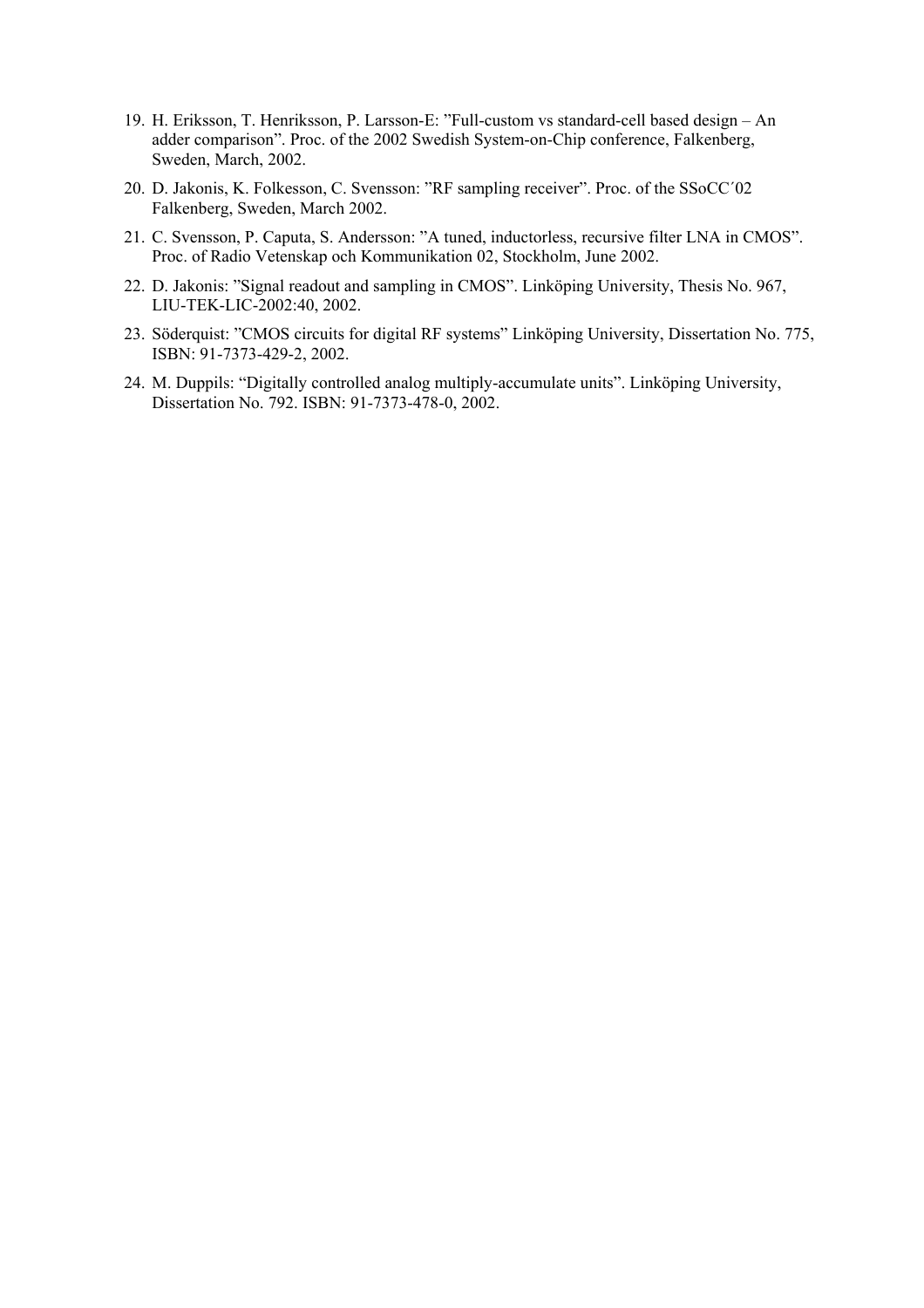19. H. Eriksson, T. Henriksson, P. Larsson-E: ”Full-custom vs standard-cell based design – An adder comparison”. Proc. of the 2002 Swedish System-on-Chip conference, Falkenberg, Sweden, March, 2002.
20. D. Jakonis, K. Folkesson, C. Svensson: ”RF sampling receiver”. Proc. of the SSoCC´02 Falkenberg, Sweden, March 2002.
21. C. Svensson, P. Caputa, S. Andersson: ”A tuned, inductorless, recursive filter LNA in CMOS”. Proc. of Radio Vetenskap och Kommunikation 02, Stockholm, June 2002.
22. D. Jakonis: ”Signal readout and sampling in CMOS”. Linköping University, Thesis No. 967, LIU-TEK-LIC-2002:40, 2002.
23. Söderquist: ”CMOS circuits for digital RF systems” Linköping University, Dissertation No. 775, ISBN: 91-7373-429-2, 2002.
24. M. Duppils: “Digitally controlled analog multiply-accumulate units”. Linköping University, Dissertation No. 792. ISBN: 91-7373-478-0, 2002.